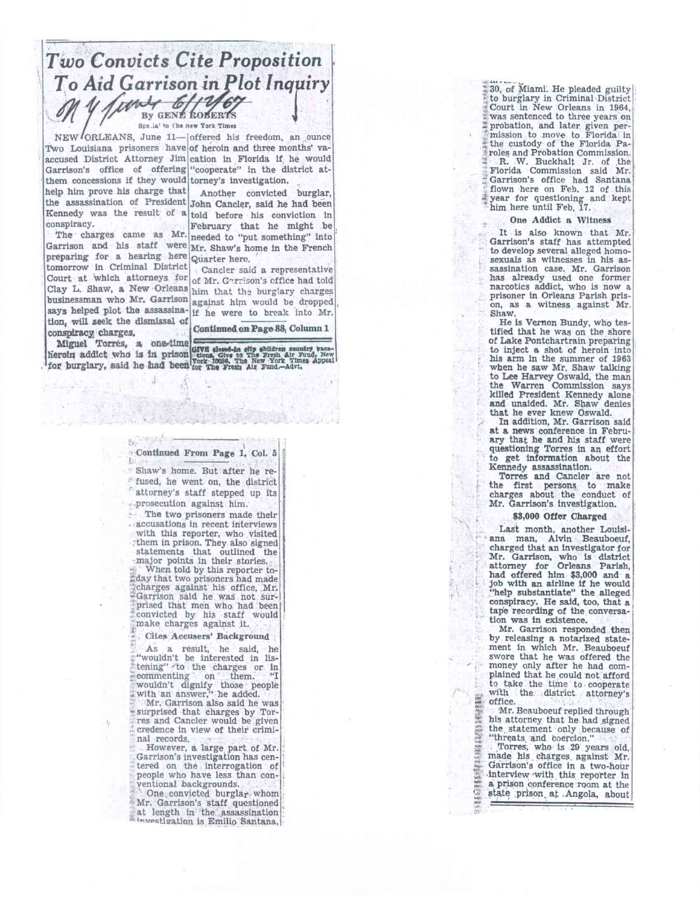# Two Convicts Cite Proposition To Aid Garrison in Plot Inquiry

NY Times 6/12/67

By GENE ROBERTS

Special to The New York Times

NEW ORLEANS, June 11—Two Louisiana prisoners have accused District Attorney Jim Garrison's office of offering them concessions if they would help him prove his charge that the assassination of President Kennedy was the result of a conspiracy.

The charges came as Mr. Garrison and his staff were preparing for a hearing here tomorrow in Criminal District Court at which attorneys for Clay L. Shaw, a New Orleans businessman who Mr. Garrison says helped plot the assassination, will seek the dismissal of conspiracy charges.

Miguel Torres, a one-time heroin addict who is in prison for burglary, said he had been offered his freedom, an ounce of heroin and three months' vacation in Florida if he would "cooperate" in the district attorney's investigation.

Another convicted burglar, John Cancler, said he had been told before his conviction in February that he might be needed to "put something" into Mr. Shaw's home in the French Quarter here.

Cancler said a representative of Mr. Garrison's office had told him that the burglary charges against him would be dropped if he were to break into Mr.

**Continued on Page 88, Column 1**

GIVE closed-in city children country vacations. Give to The Fresh Air Fund, New York 10036. The New York Times Appeal for The Fresh Air Fund.—Advt.

---

Continued From Page 1, Col. 5

Shaw's home. But after he refused, he went on, the district attorney's staff stepped up its prosecution against him.

The two prisoners made their accusations in recent interviews with this reporter, who visited them in prison. They also signed statements that outlined the major points in their stories.

When told by this reporter today that two prisoners had made charges against his office, Mr. Garrison said he was not surprised that men who had been convicted by his staff would make charges against it.

### Cites Accusers' Background

As a result, he said, he "wouldn't be interested in listening" to the charges or in commenting on them. "I wouldn't dignify those people with an answer," he added.

Mr. Garrison also said he was surprised that charges by Torres and Cancler would be given credence in view of their criminal records.

However, a large part of Mr. Garrison's investigation has centered on the interrogation of people who have less than conventional backgrounds.

One convicted burglar whom Mr. Garrison's staff questioned at length in the assassination investigation is Emilio Santana, 30, of Miami. He pleaded guilty to burglary in Criminal District Court in New Orleans in 1964, was sentenced to three years on probation, and later given permission to move to Florida in the custody of the Florida Paroles and Probation Commission.

R. W. Buckhalt Jr. of the Florida Commission said Mr. Garrison's office had Santana flown here on Feb. 12 of this year for questioning and kept him here until Feb. 17.

### One Addict a Witness

It is also known that Mr. Garrison's staff has attempted to develop several alleged homosexuals as witnesses in his assassination case. Mr. Garrison has already used one former narcotics addict, who is now a prisoner in Orleans Parish prison, as a witness against Mr. Shaw.

He is Vernon Bundy, who testified that he was on the shore of Lake Pontchartrain preparing to inject a shot of heroin into his arm in the summer of 1963 when he saw Mr. Shaw talking to Lee Harvey Oswald, the man the Warren Commission says killed President Kennedy alone and unaided. Mr. Shaw denies that he ever knew Oswald.

In addition, Mr. Garrison said at a news conference in February that he and his staff were questioning Torres in an effort to get information about the Kennedy assassination.

Torres and Cancler are not the first persons to make charges about the conduct of Mr. Garrison's investigation.

### $3,000 Offer Charged

Last month, another Louisiana man, Alvin Beauboeuf, charged that an investigator for Mr. Garrison, who is district attorney for Orleans Parish, had offered him $3,000 and a job with an airline if he would "help substantiate" the alleged conspiracy. He said, too, that a tape recording of the conversation was in existence.

Mr. Garrison responded then by releasing a notarized statement in which Mr. Beauboeuf swore that he was offered the money only after he had complained that he could not afford to take the time to cooperate with the district attorney's office.

Mr. Beauboeuf replied through his attorney that he had signed the statement only because of "threats and coercion."

Torres, who is 29 years old, made his charges against Mr. Garrison's office in a two-hour interview with this reporter in a prison conference room at the state prison at Angola, about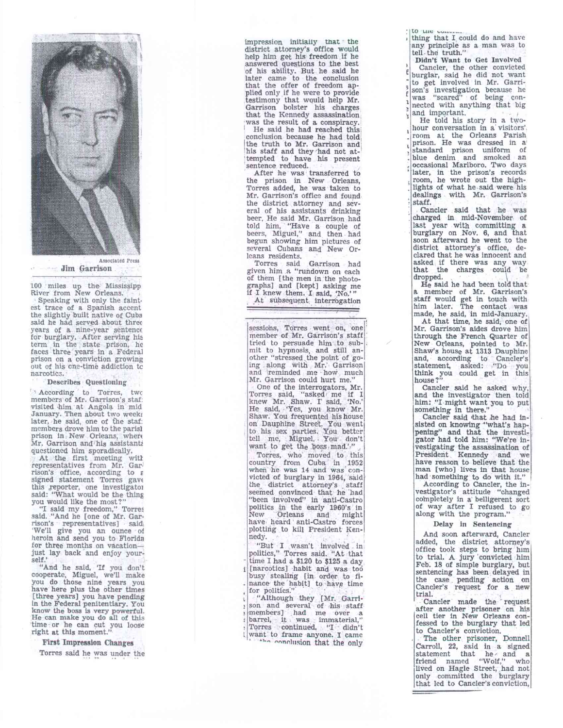Associated Press

**Jim Garrison**

100 miles up the Mississippi River from New Orleans.

Speaking with only the faintest trace of a Spanish accent the slightly built native of Cuba said he had served about three years of a nine-year sentence for burglary. After serving his term in the state prison, he faces three years in a Federal prison on a conviction growing out of his one-time addiction to narcotics.

### Describes Questioning

According to Torres, two members of Mr. Garrison's staff visited him at Angola in mid January. Then about two weeks later, he said, one of the staff members drove him to the parish prison in New Orleans, where Mr. Garrison and his assistants questioned him sporadically.

At the first meeting with representatives from Mr. Garrison's office, according to a signed statement Torres gave this reporter, one investigator said: "What would be the thing you would like the most?"

"I said my freedom," Torres said. "And he [one of Mr. Garrison's representatives] said, 'We'll give you an ounce of heroin and send you to Florida for three months on vacation—just lay back and enjoy yourself.'

"And he said, 'If you don't cooperate, Miguel, we'll make you do those nine years you have here plus the other times [three years] you have pending in the Federal penitentiary. You know the boss is very powerful. He can make you do all of this time or he can cut you loose right at this moment.'"

### First Impression Changes

Torres said he was under the impression initially that the district attorney's office would help him get his freedom if he answered questions to the best of his ability. But he said he later came to the conclusion that the offer of freedom applied only if he were to provide testimony that would help Mr. Garrison bolster his charges that the Kennedy assassination was the result of a conspiracy.

He said he had reached this conclusion because he had told the truth to Mr. Garrison and his staff and they had not attempted to have his present sentence reduced.

After he was transferred to the prison in New Orleans, Torres added, he was taken to Mr. Garrison's office and found the district attorney and several of his assistants drinking beer. He said Mr. Garrison had told him, "Have a couple of beers, Miguel," and then had begun showing him pictures of several Cubans and New Orleans residents.

Torres said Garrison had given him a "rundown on each of them [the men in the photographs] and [kept] asking me if I knew them. I said, 'No.'"

At subsequent interrogation sessions, Torres went on, one member of Mr. Garrison's staff tried to persuade him to submit to hypnosis, and still another "stressed the point of going along with Mr. Garrison and reminded me how much Mr. Garrison could hurt me."

One of the interrogators, Mr. Torres said, "asked me if I knew Mr. Shaw. I said, 'No.' He said, 'Yes, you know Mr. Shaw. You frequented his house on Dauphine Street. You went to his sex parties. You better tell me, Miguel. You don't want to get the boss mad.'"

Torres, who moved to this country from Cuba in 1952 when he was 14 and was convicted of burglary in 1964, said the district attorney's staff seemed convinced that he had "been involved" in anti-Castro politics in the early 1960's in New Orleans and might have heard anti-Castro forces plotting to kill President Kennedy.

"But I wasn't involved in politics," Torres said. "At that time I had a $120 to $125 a day [narcotics] habit and was too busy stealing [in order to finance the habit] to have time for politics."

"Although they [Mr. Garrison and several of his staff members] had me over a barrel, it was immaterial," Torres continued. "I didn't want to frame anyone. I came to the conclusion that the only thing that I could do and have any principle as a man was to tell the truth."

### Didn't Want to Get Involved

Cancler, the other convicted burglar, said he did not want to get involved in Mr. Garrison's investigation because he was "scared" of being connected with anything that big and important.

He told his story in a two-hour conversation in a visitors' room at the Orleans Parish prison. He was dressed in a standard prison uniform of blue denim and smoked an occasional Marlboro. Two days later, in the prison's records room, he wrote out the highlights of what he said were his dealings with Mr. Garrison's staff.

Cancler said that he was charged in mid-November of last year with committing a burglary on Nov. 6, and that soon afterward he went to the district attorney's office, declared that he was innocent and asked if there was any way that the charges could be dropped.

He said he had been told that a member of Mr. Garrison's staff would get in touch with him later. The contact was made, he said, in mid-January.

At that time, he said, one of Mr. Garrison's aides drove him through the French Quarter of New Orleans, pointed to Mr. Shaw's house at 1313 Dauphine and, according to Cancler's statement, asked: "Do you think you could get in this house?"

Cancler said he asked why, and the investigator then told him: "I might want you to put something in there."

Cancler said that he had insisted on knowing "what's happening" and that the investigator had told him: "We're investigating the assassination of President Kennedy and we have reason to believe that the man [who] lives in that house had something to do with it."

According to Cancler, the investigator's attitude "changed completely in a belligerent sort of way after I refused to go along with the program."

### Delay in Sentencing

And soon afterward, Cancler added, the district attorney's office took steps to bring him to trial. A jury convicted him Feb. 18 of simple burglary, but sentencing has been delayed in the case pending action on Cancler's request for a new trial.

Cancler made the request after another prisoner on his cell tier in New Orleans confessed to the burglary that led to Cancler's conviction.

The other prisoner, Donnell Carroll, 22, said in a signed statement that he and a friend named "Wolf," who lived on Hagle Street, had not only committed the burglary that led to Cancler's conviction,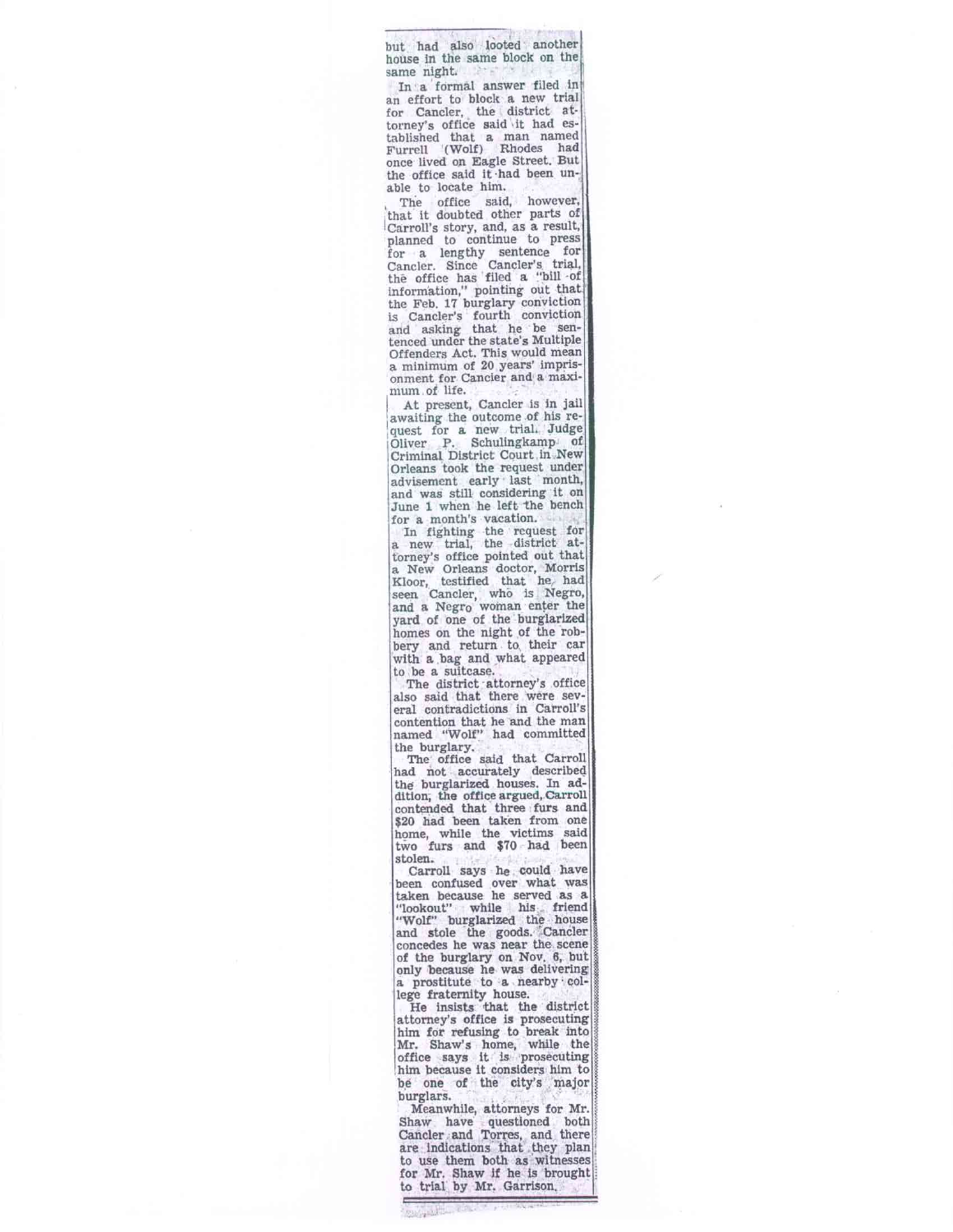but had also looted another house in the same block on the same night.

In a formal answer filed in an effort to block a new trial for Cancler, the district attorney's office said it had established that a man named Furrell (Wolf) Rhodes had once lived on Eagle Street. But the office said it had been unable to locate him.

The office said, however, that it doubted other parts of Carroll's story, and, as a result, planned to continue to press for a lengthy sentence for Cancler. Since Cancler's trial, the office has filed a "bill of information," pointing out that the Feb. 17 burglary conviction is Cancler's fourth conviction and asking that he be sentenced under the state's Multiple Offenders Act. This would mean a minimum of 20 years' imprisonment for Cancler and a maximum of life.

At present, Cancler is in jail awaiting the outcome of his request for a new trial. Judge Oliver P. Schulingkamp of Criminal District Court in New Orleans took the request under advisement early last month, and was still considering it on June 1 when he left the bench for a month's vacation.

In fighting the request for a new trial, the district attorney's office pointed out that a New Orleans doctor, Morris Kloor, testified that he had seen Cancler, who is Negro, and a Negro woman enter the yard of one of the burglarized homes on the night of the robbery and return to their car with a bag and what appeared to be a suitcase.

The district attorney's office also said that there were several contradictions in Carroll's contention that he and the man named "Wolf" had committed the burglary.

The office said that Carroll had not accurately described the burglarized houses. In addition, the office argued, Carroll contended that three furs and $20 had been taken from one home, while the victims said two furs and $70 had been stolen.

Carroll says he could have been confused over what was taken because he served as a "lookout" while his friend "Wolf" burglarized the house and stole the goods. Cancler concedes he was near the scene of the burglary on Nov. 6, but only because he was delivering a prostitute to a nearby college fraternity house.

He insists that the district attorney's office is prosecuting him for refusing to break into Mr. Shaw's home, while the office says it is prosecuting him because it considers him to be one of the city's major burglars.

Meanwhile, attorneys for Mr. Shaw have questioned both Cancler and Torres, and there are indications that they plan to use them both as witnesses for Mr. Shaw if he is brought to trial by Mr. Garrison.